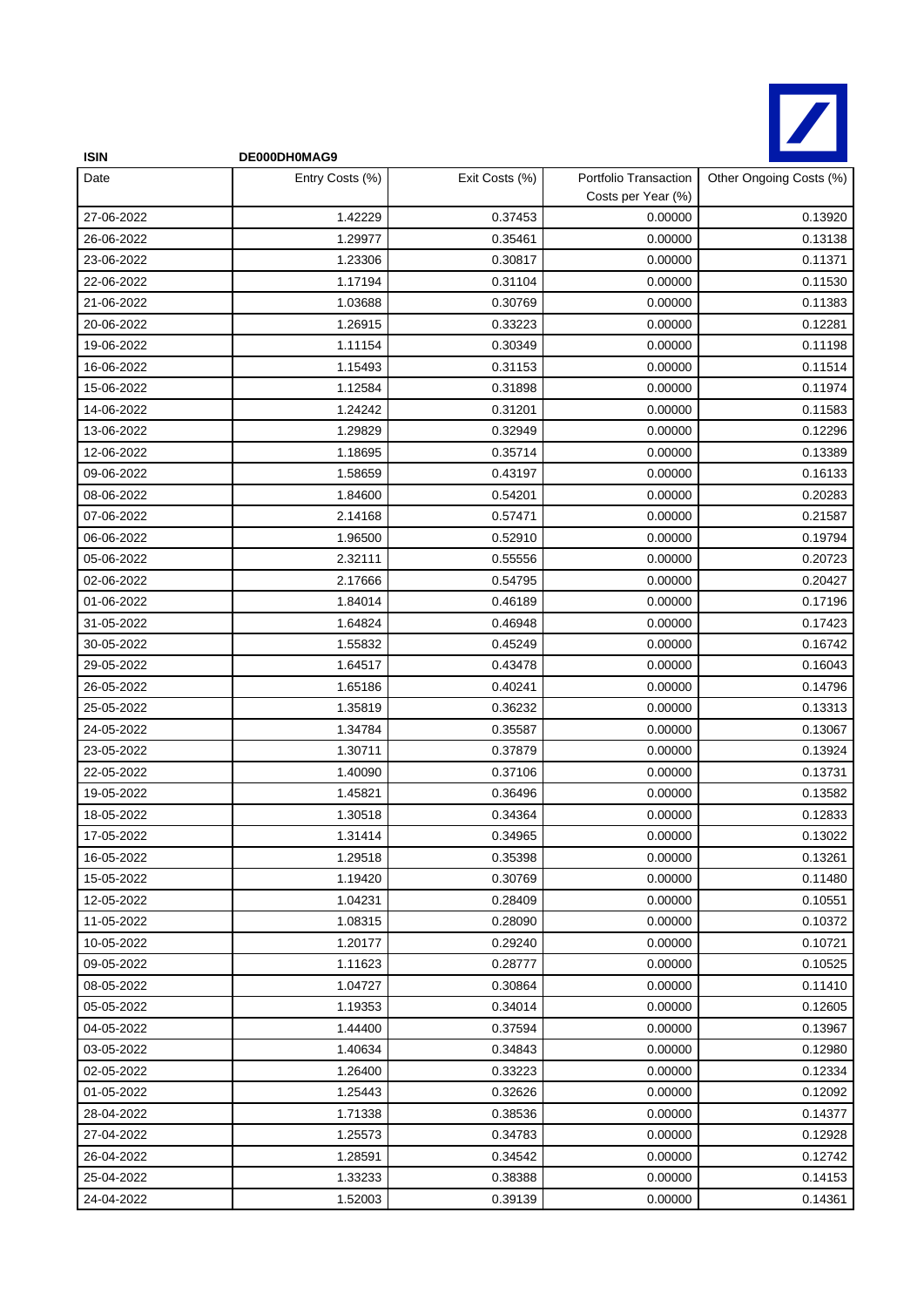**ISIN** DE000DH0MAG9

| Date | Entry Costs (%) | Exit Costs (%) | Portfolio Transaction Costs per Year (%) | Other Ongoing Costs (%) |
|---|---|---|---|---|
| 27-06-2022 | 1.42229 | 0.37453 | 0.00000 | 0.13920 |
| 26-06-2022 | 1.29977 | 0.35461 | 0.00000 | 0.13138 |
| 23-06-2022 | 1.23306 | 0.30817 | 0.00000 | 0.11371 |
| 22-06-2022 | 1.17194 | 0.31104 | 0.00000 | 0.11530 |
| 21-06-2022 | 1.03688 | 0.30769 | 0.00000 | 0.11383 |
| 20-06-2022 | 1.26915 | 0.33223 | 0.00000 | 0.12281 |
| 19-06-2022 | 1.11154 | 0.30349 | 0.00000 | 0.11198 |
| 16-06-2022 | 1.15493 | 0.31153 | 0.00000 | 0.11514 |
| 15-06-2022 | 1.12584 | 0.31898 | 0.00000 | 0.11974 |
| 14-06-2022 | 1.24242 | 0.31201 | 0.00000 | 0.11583 |
| 13-06-2022 | 1.29829 | 0.32949 | 0.00000 | 0.12296 |
| 12-06-2022 | 1.18695 | 0.35714 | 0.00000 | 0.13389 |
| 09-06-2022 | 1.58659 | 0.43197 | 0.00000 | 0.16133 |
| 08-06-2022 | 1.84600 | 0.54201 | 0.00000 | 0.20283 |
| 07-06-2022 | 2.14168 | 0.57471 | 0.00000 | 0.21587 |
| 06-06-2022 | 1.96500 | 0.52910 | 0.00000 | 0.19794 |
| 05-06-2022 | 2.32111 | 0.55556 | 0.00000 | 0.20723 |
| 02-06-2022 | 2.17666 | 0.54795 | 0.00000 | 0.20427 |
| 01-06-2022 | 1.84014 | 0.46189 | 0.00000 | 0.17196 |
| 31-05-2022 | 1.64824 | 0.46948 | 0.00000 | 0.17423 |
| 30-05-2022 | 1.55832 | 0.45249 | 0.00000 | 0.16742 |
| 29-05-2022 | 1.64517 | 0.43478 | 0.00000 | 0.16043 |
| 26-05-2022 | 1.65186 | 0.40241 | 0.00000 | 0.14796 |
| 25-05-2022 | 1.35819 | 0.36232 | 0.00000 | 0.13313 |
| 24-05-2022 | 1.34784 | 0.35587 | 0.00000 | 0.13067 |
| 23-05-2022 | 1.30711 | 0.37879 | 0.00000 | 0.13924 |
| 22-05-2022 | 1.40090 | 0.37106 | 0.00000 | 0.13731 |
| 19-05-2022 | 1.45821 | 0.36496 | 0.00000 | 0.13582 |
| 18-05-2022 | 1.30518 | 0.34364 | 0.00000 | 0.12833 |
| 17-05-2022 | 1.31414 | 0.34965 | 0.00000 | 0.13022 |
| 16-05-2022 | 1.29518 | 0.35398 | 0.00000 | 0.13261 |
| 15-05-2022 | 1.19420 | 0.30769 | 0.00000 | 0.11480 |
| 12-05-2022 | 1.04231 | 0.28409 | 0.00000 | 0.10551 |
| 11-05-2022 | 1.08315 | 0.28090 | 0.00000 | 0.10372 |
| 10-05-2022 | 1.20177 | 0.29240 | 0.00000 | 0.10721 |
| 09-05-2022 | 1.11623 | 0.28777 | 0.00000 | 0.10525 |
| 08-05-2022 | 1.04727 | 0.30864 | 0.00000 | 0.11410 |
| 05-05-2022 | 1.19353 | 0.34014 | 0.00000 | 0.12605 |
| 04-05-2022 | 1.44400 | 0.37594 | 0.00000 | 0.13967 |
| 03-05-2022 | 1.40634 | 0.34843 | 0.00000 | 0.12980 |
| 02-05-2022 | 1.26400 | 0.33223 | 0.00000 | 0.12334 |
| 01-05-2022 | 1.25443 | 0.32626 | 0.00000 | 0.12092 |
| 28-04-2022 | 1.71338 | 0.38536 | 0.00000 | 0.14377 |
| 27-04-2022 | 1.25573 | 0.34783 | 0.00000 | 0.12928 |
| 26-04-2022 | 1.28591 | 0.34542 | 0.00000 | 0.12742 |
| 25-04-2022 | 1.33233 | 0.38388 | 0.00000 | 0.14153 |
| 24-04-2022 | 1.52003 | 0.39139 | 0.00000 | 0.14361 |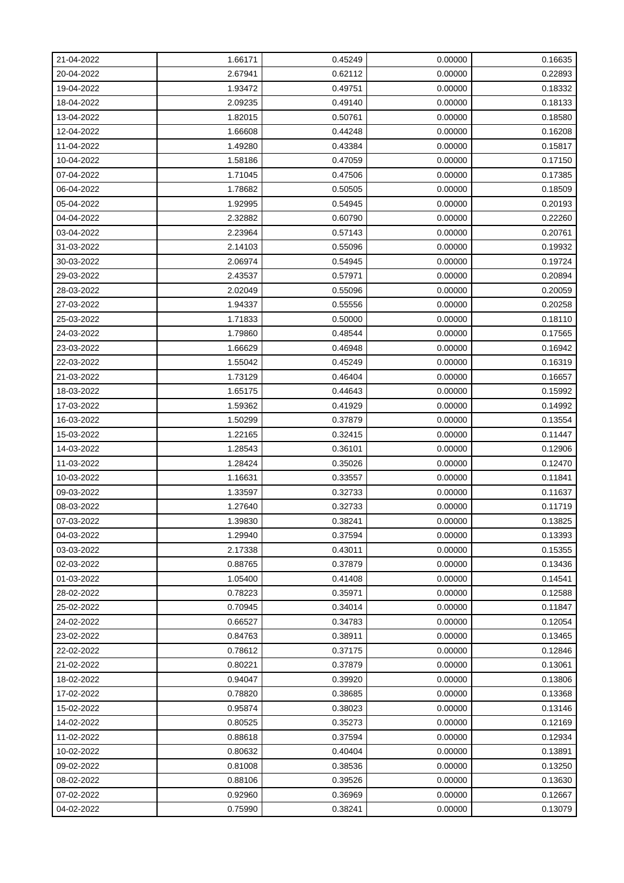| 21-04-2022 | 1.66171 | 0.45249 | 0.00000 | 0.16635 |
|---|---|---|---|---|
| 20-04-2022 | 2.67941 | 0.62112 | 0.00000 | 0.22893 |
| 19-04-2022 | 1.93472 | 0.49751 | 0.00000 | 0.18332 |
| 18-04-2022 | 2.09235 | 0.49140 | 0.00000 | 0.18133 |
| 13-04-2022 | 1.82015 | 0.50761 | 0.00000 | 0.18580 |
| 12-04-2022 | 1.66608 | 0.44248 | 0.00000 | 0.16208 |
| 11-04-2022 | 1.49280 | 0.43384 | 0.00000 | 0.15817 |
| 10-04-2022 | 1.58186 | 0.47059 | 0.00000 | 0.17150 |
| 07-04-2022 | 1.71045 | 0.47506 | 0.00000 | 0.17385 |
| 06-04-2022 | 1.78682 | 0.50505 | 0.00000 | 0.18509 |
| 05-04-2022 | 1.92995 | 0.54945 | 0.00000 | 0.20193 |
| 04-04-2022 | 2.32882 | 0.60790 | 0.00000 | 0.22260 |
| 03-04-2022 | 2.23964 | 0.57143 | 0.00000 | 0.20761 |
| 31-03-2022 | 2.14103 | 0.55096 | 0.00000 | 0.19932 |
| 30-03-2022 | 2.06974 | 0.54945 | 0.00000 | 0.19724 |
| 29-03-2022 | 2.43537 | 0.57971 | 0.00000 | 0.20894 |
| 28-03-2022 | 2.02049 | 0.55096 | 0.00000 | 0.20059 |
| 27-03-2022 | 1.94337 | 0.55556 | 0.00000 | 0.20258 |
| 25-03-2022 | 1.71833 | 0.50000 | 0.00000 | 0.18110 |
| 24-03-2022 | 1.79860 | 0.48544 | 0.00000 | 0.17565 |
| 23-03-2022 | 1.66629 | 0.46948 | 0.00000 | 0.16942 |
| 22-03-2022 | 1.55042 | 0.45249 | 0.00000 | 0.16319 |
| 21-03-2022 | 1.73129 | 0.46404 | 0.00000 | 0.16657 |
| 18-03-2022 | 1.65175 | 0.44643 | 0.00000 | 0.15992 |
| 17-03-2022 | 1.59362 | 0.41929 | 0.00000 | 0.14992 |
| 16-03-2022 | 1.50299 | 0.37879 | 0.00000 | 0.13554 |
| 15-03-2022 | 1.22165 | 0.32415 | 0.00000 | 0.11447 |
| 14-03-2022 | 1.28543 | 0.36101 | 0.00000 | 0.12906 |
| 11-03-2022 | 1.28424 | 0.35026 | 0.00000 | 0.12470 |
| 10-03-2022 | 1.16631 | 0.33557 | 0.00000 | 0.11841 |
| 09-03-2022 | 1.33597 | 0.32733 | 0.00000 | 0.11637 |
| 08-03-2022 | 1.27640 | 0.32733 | 0.00000 | 0.11719 |
| 07-03-2022 | 1.39830 | 0.38241 | 0.00000 | 0.13825 |
| 04-03-2022 | 1.29940 | 0.37594 | 0.00000 | 0.13393 |
| 03-03-2022 | 2.17338 | 0.43011 | 0.00000 | 0.15355 |
| 02-03-2022 | 0.88765 | 0.37879 | 0.00000 | 0.13436 |
| 01-03-2022 | 1.05400 | 0.41408 | 0.00000 | 0.14541 |
| 28-02-2022 | 0.78223 | 0.35971 | 0.00000 | 0.12588 |
| 25-02-2022 | 0.70945 | 0.34014 | 0.00000 | 0.11847 |
| 24-02-2022 | 0.66527 | 0.34783 | 0.00000 | 0.12054 |
| 23-02-2022 | 0.84763 | 0.38911 | 0.00000 | 0.13465 |
| 22-02-2022 | 0.78612 | 0.37175 | 0.00000 | 0.12846 |
| 21-02-2022 | 0.80221 | 0.37879 | 0.00000 | 0.13061 |
| 18-02-2022 | 0.94047 | 0.39920 | 0.00000 | 0.13806 |
| 17-02-2022 | 0.78820 | 0.38685 | 0.00000 | 0.13368 |
| 15-02-2022 | 0.95874 | 0.38023 | 0.00000 | 0.13146 |
| 14-02-2022 | 0.80525 | 0.35273 | 0.00000 | 0.12169 |
| 11-02-2022 | 0.88618 | 0.37594 | 0.00000 | 0.12934 |
| 10-02-2022 | 0.80632 | 0.40404 | 0.00000 | 0.13891 |
| 09-02-2022 | 0.81008 | 0.38536 | 0.00000 | 0.13250 |
| 08-02-2022 | 0.88106 | 0.39526 | 0.00000 | 0.13630 |
| 07-02-2022 | 0.92960 | 0.36969 | 0.00000 | 0.12667 |
| 04-02-2022 | 0.75990 | 0.38241 | 0.00000 | 0.13079 |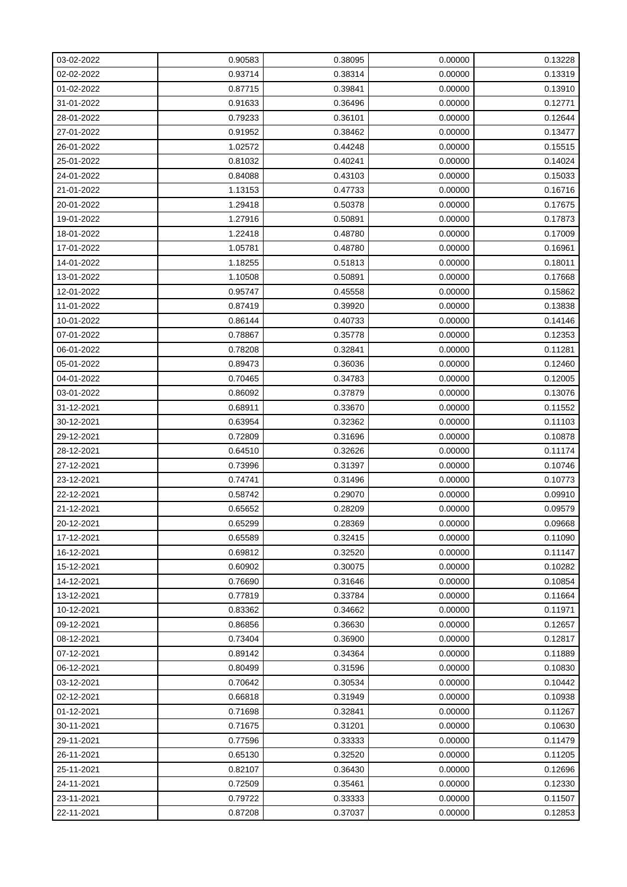| 03-02-2022 | 0.90583 | 0.38095 | 0.00000 | 0.13228 |
|---|---|---|---|---|
| 02-02-2022 | 0.93714 | 0.38314 | 0.00000 | 0.13319 |
| 01-02-2022 | 0.87715 | 0.39841 | 0.00000 | 0.13910 |
| 31-01-2022 | 0.91633 | 0.36496 | 0.00000 | 0.12771 |
| 28-01-2022 | 0.79233 | 0.36101 | 0.00000 | 0.12644 |
| 27-01-2022 | 0.91952 | 0.38462 | 0.00000 | 0.13477 |
| 26-01-2022 | 1.02572 | 0.44248 | 0.00000 | 0.15515 |
| 25-01-2022 | 0.81032 | 0.40241 | 0.00000 | 0.14024 |
| 24-01-2022 | 0.84088 | 0.43103 | 0.00000 | 0.15033 |
| 21-01-2022 | 1.13153 | 0.47733 | 0.00000 | 0.16716 |
| 20-01-2022 | 1.29418 | 0.50378 | 0.00000 | 0.17675 |
| 19-01-2022 | 1.27916 | 0.50891 | 0.00000 | 0.17873 |
| 18-01-2022 | 1.22418 | 0.48780 | 0.00000 | 0.17009 |
| 17-01-2022 | 1.05781 | 0.48780 | 0.00000 | 0.16961 |
| 14-01-2022 | 1.18255 | 0.51813 | 0.00000 | 0.18011 |
| 13-01-2022 | 1.10508 | 0.50891 | 0.00000 | 0.17668 |
| 12-01-2022 | 0.95747 | 0.45558 | 0.00000 | 0.15862 |
| 11-01-2022 | 0.87419 | 0.39920 | 0.00000 | 0.13838 |
| 10-01-2022 | 0.86144 | 0.40733 | 0.00000 | 0.14146 |
| 07-01-2022 | 0.78867 | 0.35778 | 0.00000 | 0.12353 |
| 06-01-2022 | 0.78208 | 0.32841 | 0.00000 | 0.11281 |
| 05-01-2022 | 0.89473 | 0.36036 | 0.00000 | 0.12460 |
| 04-01-2022 | 0.70465 | 0.34783 | 0.00000 | 0.12005 |
| 03-01-2022 | 0.86092 | 0.37879 | 0.00000 | 0.13076 |
| 31-12-2021 | 0.68911 | 0.33670 | 0.00000 | 0.11552 |
| 30-12-2021 | 0.63954 | 0.32362 | 0.00000 | 0.11103 |
| 29-12-2021 | 0.72809 | 0.31696 | 0.00000 | 0.10878 |
| 28-12-2021 | 0.64510 | 0.32626 | 0.00000 | 0.11174 |
| 27-12-2021 | 0.73996 | 0.31397 | 0.00000 | 0.10746 |
| 23-12-2021 | 0.74741 | 0.31496 | 0.00000 | 0.10773 |
| 22-12-2021 | 0.58742 | 0.29070 | 0.00000 | 0.09910 |
| 21-12-2021 | 0.65652 | 0.28209 | 0.00000 | 0.09579 |
| 20-12-2021 | 0.65299 | 0.28369 | 0.00000 | 0.09668 |
| 17-12-2021 | 0.65589 | 0.32415 | 0.00000 | 0.11090 |
| 16-12-2021 | 0.69812 | 0.32520 | 0.00000 | 0.11147 |
| 15-12-2021 | 0.60902 | 0.30075 | 0.00000 | 0.10282 |
| 14-12-2021 | 0.76690 | 0.31646 | 0.00000 | 0.10854 |
| 13-12-2021 | 0.77819 | 0.33784 | 0.00000 | 0.11664 |
| 10-12-2021 | 0.83362 | 0.34662 | 0.00000 | 0.11971 |
| 09-12-2021 | 0.86856 | 0.36630 | 0.00000 | 0.12657 |
| 08-12-2021 | 0.73404 | 0.36900 | 0.00000 | 0.12817 |
| 07-12-2021 | 0.89142 | 0.34364 | 0.00000 | 0.11889 |
| 06-12-2021 | 0.80499 | 0.31596 | 0.00000 | 0.10830 |
| 03-12-2021 | 0.70642 | 0.30534 | 0.00000 | 0.10442 |
| 02-12-2021 | 0.66818 | 0.31949 | 0.00000 | 0.10938 |
| 01-12-2021 | 0.71698 | 0.32841 | 0.00000 | 0.11267 |
| 30-11-2021 | 0.71675 | 0.31201 | 0.00000 | 0.10630 |
| 29-11-2021 | 0.77596 | 0.33333 | 0.00000 | 0.11479 |
| 26-11-2021 | 0.65130 | 0.32520 | 0.00000 | 0.11205 |
| 25-11-2021 | 0.82107 | 0.36430 | 0.00000 | 0.12696 |
| 24-11-2021 | 0.72509 | 0.35461 | 0.00000 | 0.12330 |
| 23-11-2021 | 0.79722 | 0.33333 | 0.00000 | 0.11507 |
| 22-11-2021 | 0.87208 | 0.37037 | 0.00000 | 0.12853 |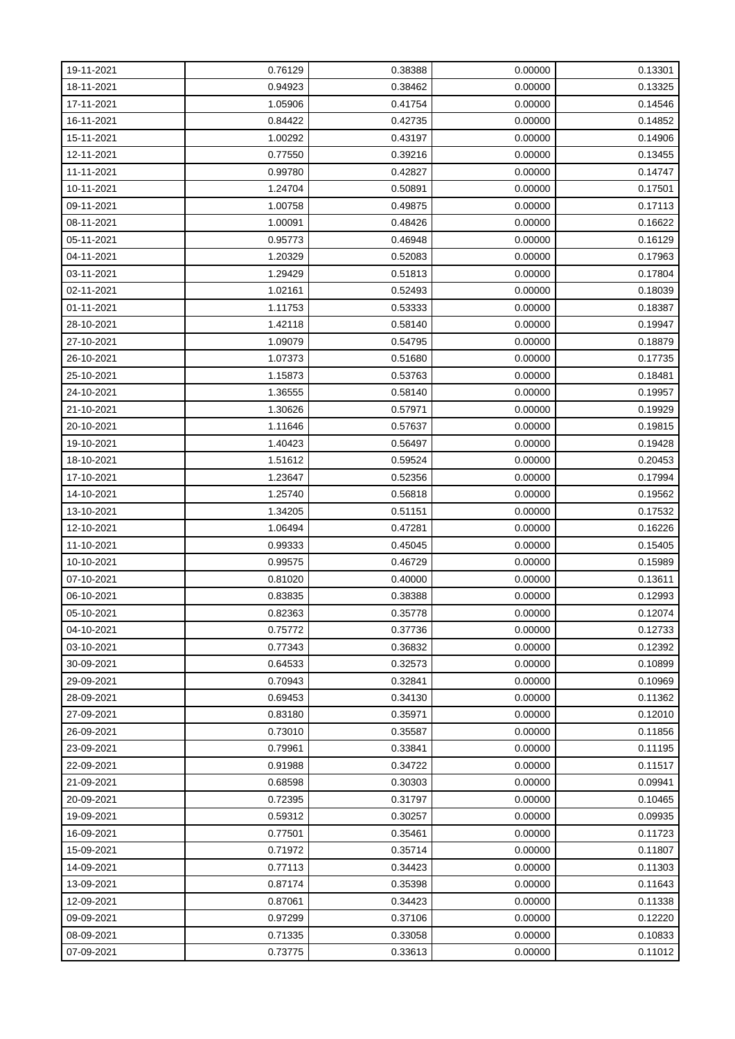| 19-11-2021 | 0.76129 | 0.38388 | 0.00000 | 0.13301 |
|---|---|---|---|---|
| 18-11-2021 | 0.94923 | 0.38462 | 0.00000 | 0.13325 |
| 17-11-2021 | 1.05906 | 0.41754 | 0.00000 | 0.14546 |
| 16-11-2021 | 0.84422 | 0.42735 | 0.00000 | 0.14852 |
| 15-11-2021 | 1.00292 | 0.43197 | 0.00000 | 0.14906 |
| 12-11-2021 | 0.77550 | 0.39216 | 0.00000 | 0.13455 |
| 11-11-2021 | 0.99780 | 0.42827 | 0.00000 | 0.14747 |
| 10-11-2021 | 1.24704 | 0.50891 | 0.00000 | 0.17501 |
| 09-11-2021 | 1.00758 | 0.49875 | 0.00000 | 0.17113 |
| 08-11-2021 | 1.00091 | 0.48426 | 0.00000 | 0.16622 |
| 05-11-2021 | 0.95773 | 0.46948 | 0.00000 | 0.16129 |
| 04-11-2021 | 1.20329 | 0.52083 | 0.00000 | 0.17963 |
| 03-11-2021 | 1.29429 | 0.51813 | 0.00000 | 0.17804 |
| 02-11-2021 | 1.02161 | 0.52493 | 0.00000 | 0.18039 |
| 01-11-2021 | 1.11753 | 0.53333 | 0.00000 | 0.18387 |
| 28-10-2021 | 1.42118 | 0.58140 | 0.00000 | 0.19947 |
| 27-10-2021 | 1.09079 | 0.54795 | 0.00000 | 0.18879 |
| 26-10-2021 | 1.07373 | 0.51680 | 0.00000 | 0.17735 |
| 25-10-2021 | 1.15873 | 0.53763 | 0.00000 | 0.18481 |
| 24-10-2021 | 1.36555 | 0.58140 | 0.00000 | 0.19957 |
| 21-10-2021 | 1.30626 | 0.57971 | 0.00000 | 0.19929 |
| 20-10-2021 | 1.11646 | 0.57637 | 0.00000 | 0.19815 |
| 19-10-2021 | 1.40423 | 0.56497 | 0.00000 | 0.19428 |
| 18-10-2021 | 1.51612 | 0.59524 | 0.00000 | 0.20453 |
| 17-10-2021 | 1.23647 | 0.52356 | 0.00000 | 0.17994 |
| 14-10-2021 | 1.25740 | 0.56818 | 0.00000 | 0.19562 |
| 13-10-2021 | 1.34205 | 0.51151 | 0.00000 | 0.17532 |
| 12-10-2021 | 1.06494 | 0.47281 | 0.00000 | 0.16226 |
| 11-10-2021 | 0.99333 | 0.45045 | 0.00000 | 0.15405 |
| 10-10-2021 | 0.99575 | 0.46729 | 0.00000 | 0.15989 |
| 07-10-2021 | 0.81020 | 0.40000 | 0.00000 | 0.13611 |
| 06-10-2021 | 0.83835 | 0.38388 | 0.00000 | 0.12993 |
| 05-10-2021 | 0.82363 | 0.35778 | 0.00000 | 0.12074 |
| 04-10-2021 | 0.75772 | 0.37736 | 0.00000 | 0.12733 |
| 03-10-2021 | 0.77343 | 0.36832 | 0.00000 | 0.12392 |
| 30-09-2021 | 0.64533 | 0.32573 | 0.00000 | 0.10899 |
| 29-09-2021 | 0.70943 | 0.32841 | 0.00000 | 0.10969 |
| 28-09-2021 | 0.69453 | 0.34130 | 0.00000 | 0.11362 |
| 27-09-2021 | 0.83180 | 0.35971 | 0.00000 | 0.12010 |
| 26-09-2021 | 0.73010 | 0.35587 | 0.00000 | 0.11856 |
| 23-09-2021 | 0.79961 | 0.33841 | 0.00000 | 0.11195 |
| 22-09-2021 | 0.91988 | 0.34722 | 0.00000 | 0.11517 |
| 21-09-2021 | 0.68598 | 0.30303 | 0.00000 | 0.09941 |
| 20-09-2021 | 0.72395 | 0.31797 | 0.00000 | 0.10465 |
| 19-09-2021 | 0.59312 | 0.30257 | 0.00000 | 0.09935 |
| 16-09-2021 | 0.77501 | 0.35461 | 0.00000 | 0.11723 |
| 15-09-2021 | 0.71972 | 0.35714 | 0.00000 | 0.11807 |
| 14-09-2021 | 0.77113 | 0.34423 | 0.00000 | 0.11303 |
| 13-09-2021 | 0.87174 | 0.35398 | 0.00000 | 0.11643 |
| 12-09-2021 | 0.87061 | 0.34423 | 0.00000 | 0.11338 |
| 09-09-2021 | 0.97299 | 0.37106 | 0.00000 | 0.12220 |
| 08-09-2021 | 0.71335 | 0.33058 | 0.00000 | 0.10833 |
| 07-09-2021 | 0.73775 | 0.33613 | 0.00000 | 0.11012 |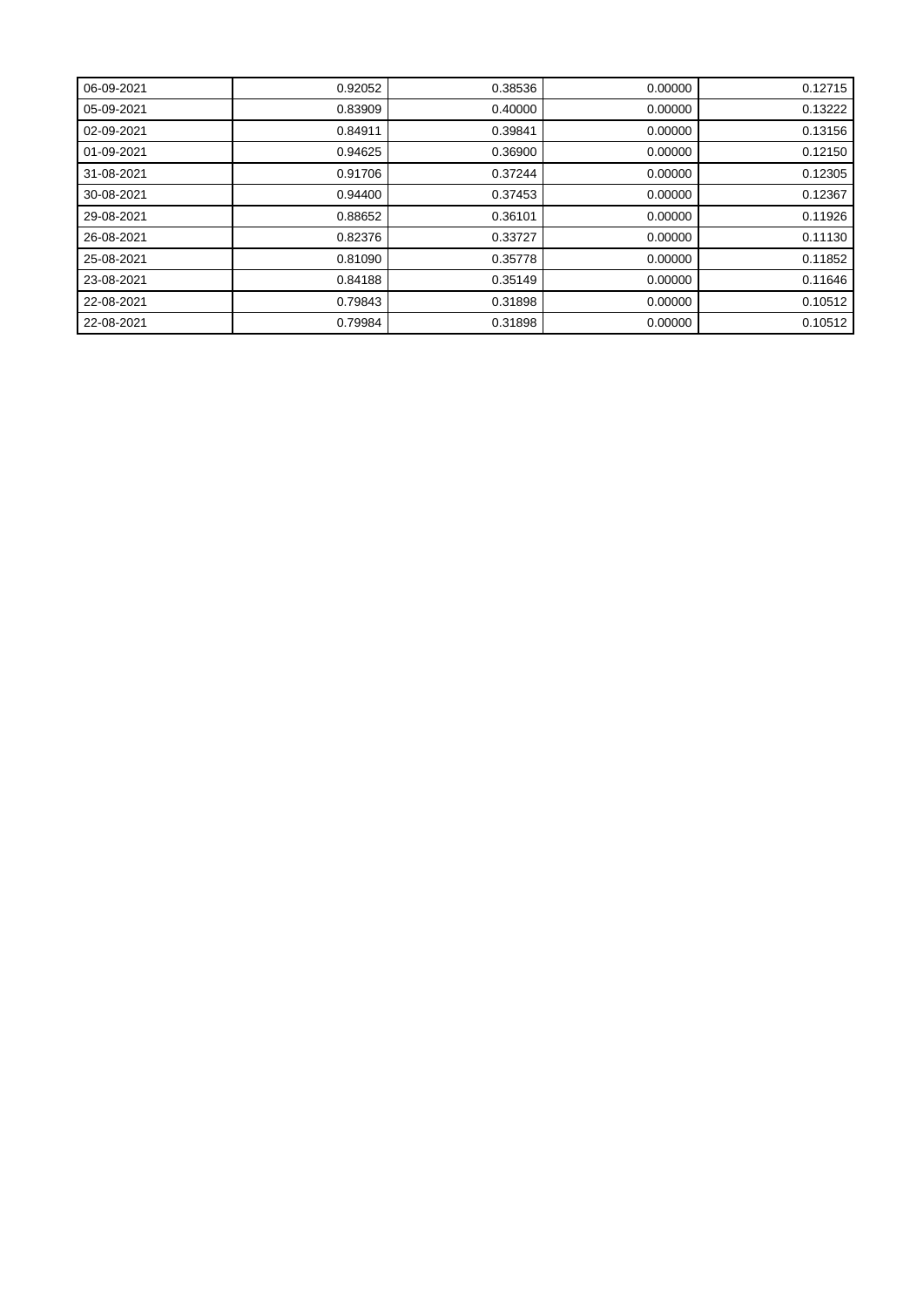| | | | | |
|---|---|---|---|---|
| 06-09-2021 | 0.92052 | 0.38536 | 0.00000 | 0.12715 |
| 05-09-2021 | 0.83909 | 0.40000 | 0.00000 | 0.13222 |
| 02-09-2021 | 0.84911 | 0.39841 | 0.00000 | 0.13156 |
| 01-09-2021 | 0.94625 | 0.36900 | 0.00000 | 0.12150 |
| 31-08-2021 | 0.91706 | 0.37244 | 0.00000 | 0.12305 |
| 30-08-2021 | 0.94400 | 0.37453 | 0.00000 | 0.12367 |
| 29-08-2021 | 0.88652 | 0.36101 | 0.00000 | 0.11926 |
| 26-08-2021 | 0.82376 | 0.33727 | 0.00000 | 0.11130 |
| 25-08-2021 | 0.81090 | 0.35778 | 0.00000 | 0.11852 |
| 23-08-2021 | 0.84188 | 0.35149 | 0.00000 | 0.11646 |
| 22-08-2021 | 0.79843 | 0.31898 | 0.00000 | 0.10512 |
| 22-08-2021 | 0.79984 | 0.31898 | 0.00000 | 0.10512 |